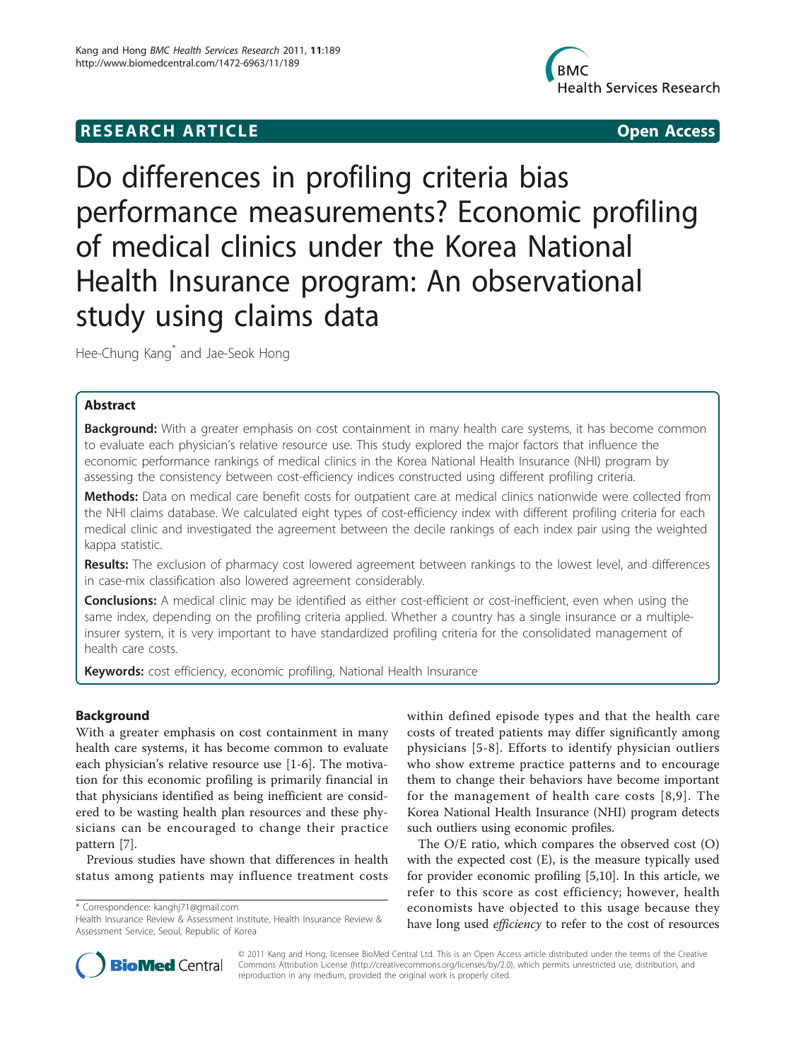RESEARCH ARTICLE Open Access

# Do differences in profiling criteria bias performance measurements? Economic profiling of medical clinics under the Korea National Health Insurance program: An observational study using claims data

Hee-Chung Kang* and Jae-Seok Hong

## Abstract

**Background:** With a greater emphasis on cost containment in many health care systems, it has become common to evaluate each physician's relative resource use. This study explored the major factors that influence the economic performance rankings of medical clinics in the Korea National Health Insurance (NHI) program by assessing the consistency between cost-efficiency indices constructed using different profiling criteria.

**Methods:** Data on medical care benefit costs for outpatient care at medical clinics nationwide were collected from the NHI claims database. We calculated eight types of cost-efficiency index with different profiling criteria for each medical clinic and investigated the agreement between the decile rankings of each index pair using the weighted kappa statistic.

**Results:** The exclusion of pharmacy cost lowered agreement between rankings to the lowest level, and differences in case-mix classification also lowered agreement considerably.

**Conclusions:** A medical clinic may be identified as either cost-efficient or cost-inefficient, even when using the same index, depending on the profiling criteria applied. Whether a country has a single insurance or a multiple-insurer system, it is very important to have standardized profiling criteria for the consolidated management of health care costs.

**Keywords:** cost efficiency, economic profiling, National Health Insurance

## Background

With a greater emphasis on cost containment in many health care systems, it has become common to evaluate each physician's relative resource use [1-6]. The motivation for this economic profiling is primarily financial in that physicians identified as being inefficient are considered to be wasting health plan resources and these physicians can be encouraged to change their practice pattern [7].

Previous studies have shown that differences in health status among patients may influence treatment costs within defined episode types and that the health care costs of treated patients may differ significantly among physicians [5-8]. Efforts to identify physician outliers who show extreme practice patterns and to encourage them to change their behaviors have become important for the management of health care costs [8,9]. The Korea National Health Insurance (NHI) program detects such outliers using economic profiles.

The O/E ratio, which compares the observed cost (O) with the expected cost (E), is the measure typically used for provider economic profiling [5,10]. In this article, we refer to this score as cost efficiency; however, health economists have objected to this usage because they have long used *efficiency* to refer to the cost of resources

* Correspondence: kanghj71@gmail.com
Health Insurance Review & Assessment Institute, Health Insurance Review & Assessment Service, Seoul, Republic of Korea

© 2011 Kang and Hong; licensee BioMed Central Ltd. This is an Open Access article distributed under the terms of the Creative Commons Attribution License (http://creativecommons.org/licenses/by/2.0), which permits unrestricted use, distribution, and reproduction in any medium, provided the original work is properly cited.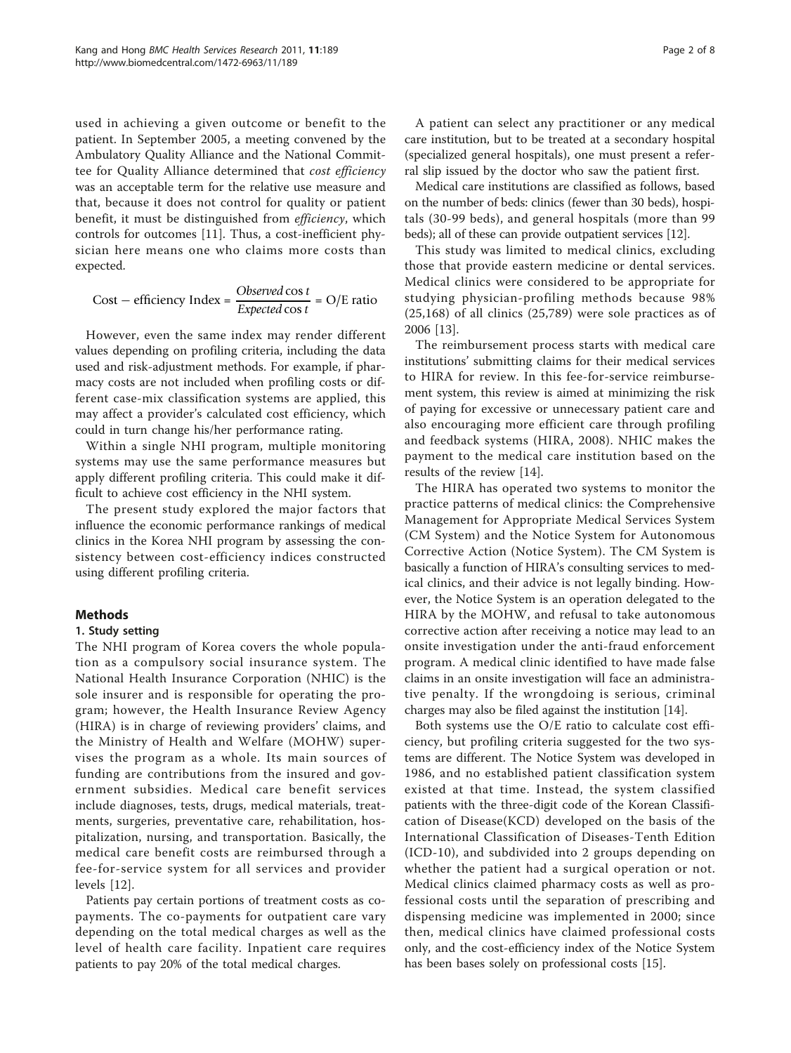used in achieving a given outcome or benefit to the patient. In September 2005, a meeting convened by the Ambulatory Quality Alliance and the National Committee for Quality Alliance determined that *cost efficiency* was an acceptable term for the relative use measure and that, because it does not control for quality or patient benefit, it must be distinguished from *efficiency*, which controls for outcomes [11]. Thus, a cost-inefficient physician here means one who claims more costs than expected.

$$\text{Cost} - \text{efficiency Index} = \frac{\textit{Observed} \cos t}{\textit{Expected} \cos t} = \text{O/E ratio}$$

However, even the same index may render different values depending on profiling criteria, including the data used and risk-adjustment methods. For example, if pharmacy costs are not included when profiling costs or different case-mix classification systems are applied, this may affect a provider's calculated cost efficiency, which could in turn change his/her performance rating.

Within a single NHI program, multiple monitoring systems may use the same performance measures but apply different profiling criteria. This could make it difficult to achieve cost efficiency in the NHI system.

The present study explored the major factors that influence the economic performance rankings of medical clinics in the Korea NHI program by assessing the consistency between cost-efficiency indices constructed using different profiling criteria.

## Methods

### 1. Study setting

The NHI program of Korea covers the whole population as a compulsory social insurance system. The National Health Insurance Corporation (NHIC) is the sole insurer and is responsible for operating the program; however, the Health Insurance Review Agency (HIRA) is in charge of reviewing providers' claims, and the Ministry of Health and Welfare (MOHW) supervises the program as a whole. Its main sources of funding are contributions from the insured and government subsidies. Medical care benefit services include diagnoses, tests, drugs, medical materials, treatments, surgeries, preventative care, rehabilitation, hospitalization, nursing, and transportation. Basically, the medical care benefit costs are reimbursed through a fee-for-service system for all services and provider levels [12].

Patients pay certain portions of treatment costs as co-payments. The co-payments for outpatient care vary depending on the total medical charges as well as the level of health care facility. Inpatient care requires patients to pay 20% of the total medical charges.

A patient can select any practitioner or any medical care institution, but to be treated at a secondary hospital (specialized general hospitals), one must present a referral slip issued by the doctor who saw the patient first.

Medical care institutions are classified as follows, based on the number of beds: clinics (fewer than 30 beds), hospitals (30-99 beds), and general hospitals (more than 99 beds); all of these can provide outpatient services [12].

This study was limited to medical clinics, excluding those that provide eastern medicine or dental services. Medical clinics were considered to be appropriate for studying physician-profiling methods because 98% (25,168) of all clinics (25,789) were sole practices as of 2006 [13].

The reimbursement process starts with medical care institutions' submitting claims for their medical services to HIRA for review. In this fee-for-service reimbursement system, this review is aimed at minimizing the risk of paying for excessive or unnecessary patient care and also encouraging more efficient care through profiling and feedback systems (HIRA, 2008). NHIC makes the payment to the medical care institution based on the results of the review [14].

The HIRA has operated two systems to monitor the practice patterns of medical clinics: the Comprehensive Management for Appropriate Medical Services System (CM System) and the Notice System for Autonomous Corrective Action (Notice System). The CM System is basically a function of HIRA's consulting services to medical clinics, and their advice is not legally binding. However, the Notice System is an operation delegated to the HIRA by the MOHW, and refusal to take autonomous corrective action after receiving a notice may lead to an onsite investigation under the anti-fraud enforcement program. A medical clinic identified to have made false claims in an onsite investigation will face an administrative penalty. If the wrongdoing is serious, criminal charges may also be filed against the institution [14].

Both systems use the O/E ratio to calculate cost efficiency, but profiling criteria suggested for the two systems are different. The Notice System was developed in 1986, and no established patient classification system existed at that time. Instead, the system classified patients with the three-digit code of the Korean Classification of Disease(KCD) developed on the basis of the International Classification of Diseases-Tenth Edition (ICD-10), and subdivided into 2 groups depending on whether the patient had a surgical operation or not. Medical clinics claimed pharmacy costs as well as professional costs until the separation of prescribing and dispensing medicine was implemented in 2000; since then, medical clinics have claimed professional costs only, and the cost-efficiency index of the Notice System has been bases solely on professional costs [15].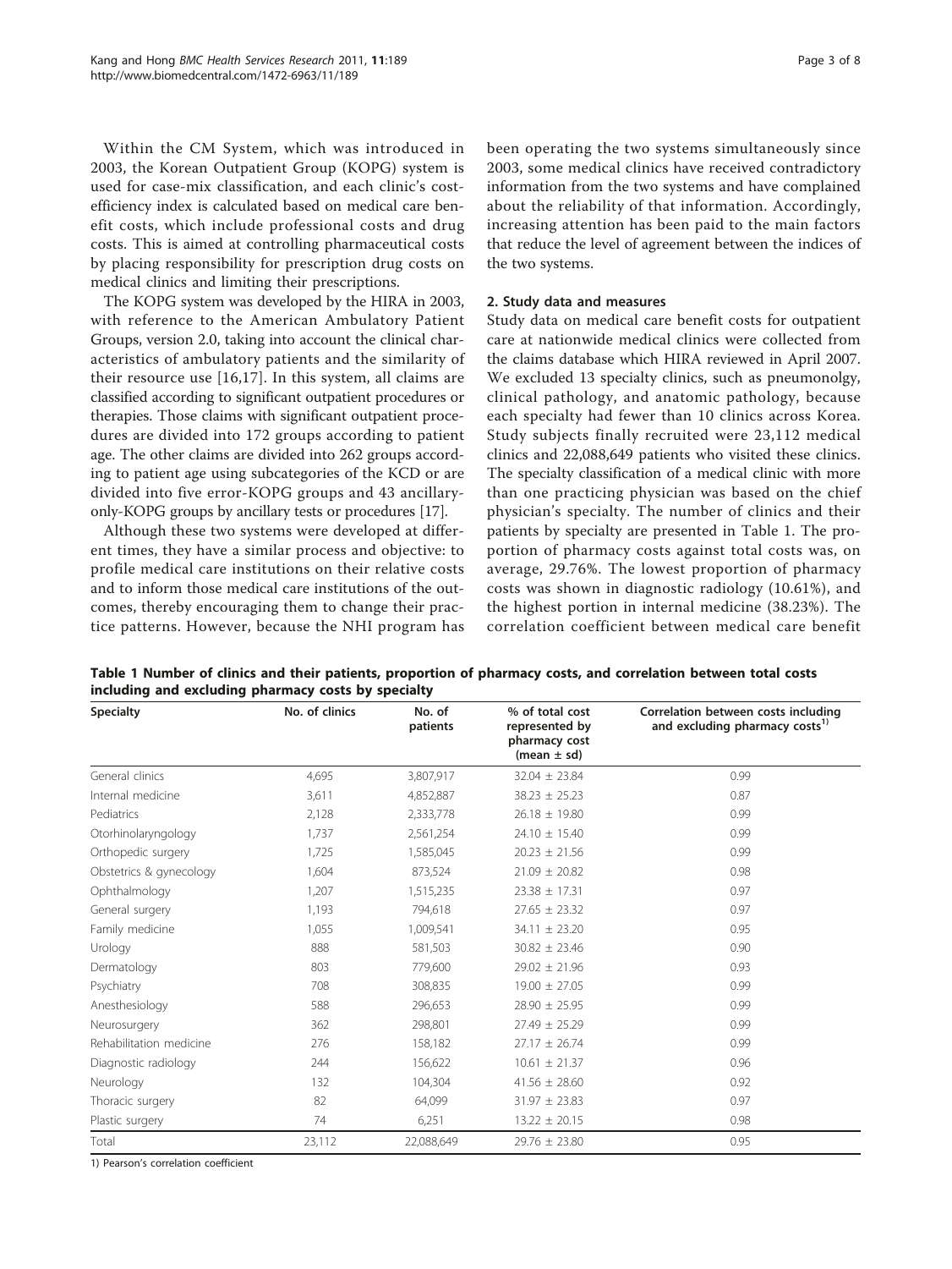Within the CM System, which was introduced in 2003, the Korean Outpatient Group (KOPG) system is used for case-mix classification, and each clinic's cost-efficiency index is calculated based on medical care benefit costs, which include professional costs and drug costs. This is aimed at controlling pharmaceutical costs by placing responsibility for prescription drug costs on medical clinics and limiting their prescriptions.

The KOPG system was developed by the HIRA in 2003, with reference to the American Ambulatory Patient Groups, version 2.0, taking into account the clinical characteristics of ambulatory patients and the similarity of their resource use [16,17]. In this system, all claims are classified according to significant outpatient procedures or therapies. Those claims with significant outpatient procedures are divided into 172 groups according to patient age. The other claims are divided into 262 groups according to patient age using subcategories of the KCD or are divided into five error-KOPG groups and 43 ancillary-only-KOPG groups by ancillary tests or procedures [17].

Although these two systems were developed at different times, they have a similar process and objective: to profile medical care institutions on their relative costs and to inform those medical care institutions of the outcomes, thereby encouraging them to change their practice patterns. However, because the NHI program has been operating the two systems simultaneously since 2003, some medical clinics have received contradictory information from the two systems and have complained about the reliability of that information. Accordingly, increasing attention has been paid to the main factors that reduce the level of agreement between the indices of the two systems.

## 2. Study data and measures

Study data on medical care benefit costs for outpatient care at nationwide medical clinics were collected from the claims database which HIRA reviewed in April 2007. We excluded 13 specialty clinics, such as pneumonolgy, clinical pathology, and anatomic pathology, because each specialty had fewer than 10 clinics across Korea. Study subjects finally recruited were 23,112 medical clinics and 22,088,649 patients who visited these clinics. The specialty classification of a medical clinic with more than one practicing physician was based on the chief physician's specialty. The number of clinics and their patients by specialty are presented in Table 1. The proportion of pharmacy costs against total costs was, on average, 29.76%. The lowest proportion of pharmacy costs was shown in diagnostic radiology (10.61%), and the highest portion in internal medicine (38.23%). The correlation coefficient between medical care benefit

**Table 1 Number of clinics and their patients, proportion of pharmacy costs, and correlation between total costs including and excluding pharmacy costs by specialty**

| Specialty | No. of clinics | No. of patients | % of total cost represented by pharmacy cost (mean ± sd) | Correlation between costs including and excluding pharmacy costs[1)] |
|---|---|---|---|---|
| General clinics | 4,695 | 3,807,917 | 32.04 ± 23.84 | 0.99 |
| Internal medicine | 3,611 | 4,852,887 | 38.23 ± 25.23 | 0.87 |
| Pediatrics | 2,128 | 2,333,778 | 26.18 ± 19.80 | 0.99 |
| Otorhinolaryngology | 1,737 | 2,561,254 | 24.10 ± 15.40 | 0.99 |
| Orthopedic surgery | 1,725 | 1,585,045 | 20.23 ± 21.56 | 0.99 |
| Obstetrics & gynecology | 1,604 | 873,524 | 21.09 ± 20.82 | 0.98 |
| Ophthalmology | 1,207 | 1,515,235 | 23.38 ± 17.31 | 0.97 |
| General surgery | 1,193 | 794,618 | 27.65 ± 23.32 | 0.97 |
| Family medicine | 1,055 | 1,009,541 | 34.11 ± 23.20 | 0.95 |
| Urology | 888 | 581,503 | 30.82 ± 23.46 | 0.90 |
| Dermatology | 803 | 779,600 | 29.02 ± 21.96 | 0.93 |
| Psychiatry | 708 | 308,835 | 19.00 ± 27.05 | 0.99 |
| Anesthesiology | 588 | 296,653 | 28.90 ± 25.95 | 0.99 |
| Neurosurgery | 362 | 298,801 | 27.49 ± 25.29 | 0.99 |
| Rehabilitation medicine | 276 | 158,182 | 27.17 ± 26.74 | 0.99 |
| Diagnostic radiology | 244 | 156,622 | 10.61 ± 21.37 | 0.96 |
| Neurology | 132 | 104,304 | 41.56 ± 28.60 | 0.92 |
| Thoracic surgery | 82 | 64,099 | 31.97 ± 23.83 | 0.97 |
| Plastic surgery | 74 | 6,251 | 13.22 ± 20.15 | 0.98 |
| Total | 23,112 | 22,088,649 | 29.76 ± 23.80 | 0.95 |

1) Pearson's correlation coefficient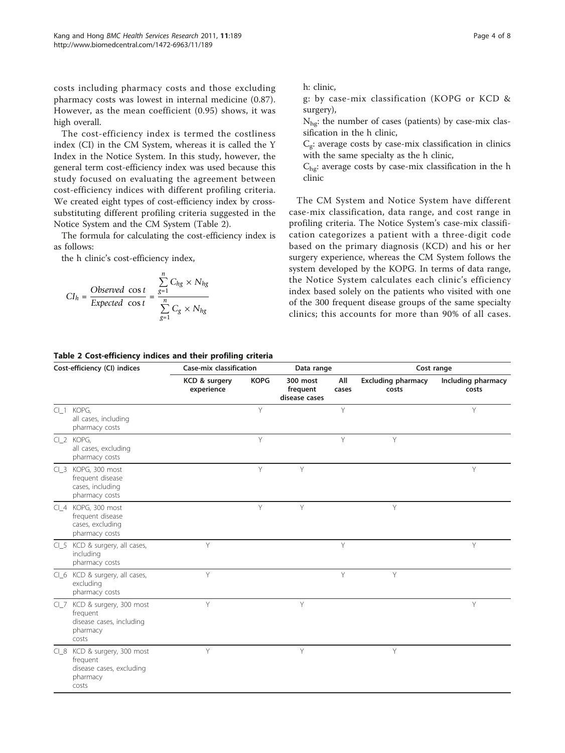costs including pharmacy costs and those excluding pharmacy costs was lowest in internal medicine (0.87). However, as the mean coefficient (0.95) shows, it was high overall.

The cost-efficiency index is termed the costliness index (CI) in the CM System, whereas it is called the Y Index in the Notice System. In this study, however, the general term cost-efficiency index was used because this study focused on evaluating the agreement between cost-efficiency indices with different profiling criteria. We created eight types of cost-efficiency index by cross-substituting different profiling criteria suggested in the Notice System and the CM System (Table 2).

The formula for calculating the cost-efficiency index is as follows:

the h clinic's cost-efficiency index,

$$CI_h = \frac{Observed\ \cos t}{Expected\ \cos t} = \frac{\sum_{g=1}^{n} C_{hg} \times N_{hg}}{\sum_{g=1}^{n} C_g \times N_{hg}}$$

h: clinic,

g: by case-mix classification (KOPG or KCD & surgery),

$N_{hg}$: the number of cases (patients) by case-mix classification in the h clinic,

$C_g$: average costs by case-mix classification in clinics with the same specialty as the h clinic,

$C_{hg}$: average costs by case-mix classification in the h clinic

The CM System and Notice System have different case-mix classification, data range, and cost range in profiling criteria. The Notice System's case-mix classification categorizes a patient with a three-digit code based on the primary diagnosis (KCD) and his or her surgery experience, whereas the CM System follows the system developed by the KOPG. In terms of data range, the Notice System calculates each clinic's efficiency index based solely on the patients who visited with one of the 300 frequent disease groups of the same specialty clinics; this accounts for more than 90% of all cases.

**Table 2 Cost-efficiency indices and their profiling criteria**

| Cost-efficiency (CI) indices | Case-mix classification | | Data range | | Cost range | |
|---|---|---|---|---|---|---|
| | KCD & surgery experience | KOPG | 300 most frequent disease cases | All cases | Excluding pharmacy costs | Including pharmacy costs |
| CI_1 KOPG, all cases, including pharmacy costs | | Y | | Y | | Y |
| CI_2 KOPG, all cases, excluding pharmacy costs | | Y | | Y | Y | |
| CI_3 KOPG, 300 most frequent disease cases, including pharmacy costs | | Y | Y | | | Y |
| CI_4 KOPG, 300 most frequent disease cases, excluding pharmacy costs | | Y | Y | | Y | |
| CI_5 KCD & surgery, all cases, including pharmacy costs | Y | | | Y | | Y |
| CI_6 KCD & surgery, all cases, excluding pharmacy costs | Y | | | Y | Y | |
| CI_7 KCD & surgery, 300 most frequent disease cases, including pharmacy costs | Y | | Y | | | Y |
| CI_8 KCD & surgery, 300 most frequent disease cases, excluding pharmacy costs | Y | | Y | | Y | |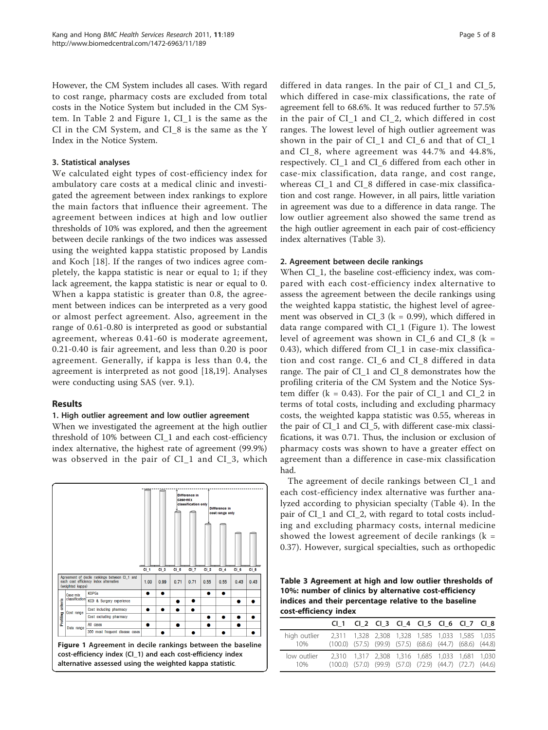However, the CM System includes all cases. With regard to cost range, pharmacy costs are excluded from total costs in the Notice System but included in the CM System. In Table 2 and Figure 1, CI_1 is the same as the CI in the CM System, and CI_8 is the same as the Y Index in the Notice System.

### 3. Statistical analyses

We calculated eight types of cost-efficiency index for ambulatory care costs at a medical clinic and investigated the agreement between index rankings to explore the main factors that influence their agreement. The agreement between indices at high and low outlier thresholds of 10% was explored, and then the agreement between decile rankings of the two indices was assessed using the weighted kappa statistic proposed by Landis and Koch [18]. If the ranges of two indices agree completely, the kappa statistic is near or equal to 1; if they lack agreement, the kappa statistic is near or equal to 0. When a kappa statistic is greater than 0.8, the agreement between indices can be interpreted as a very good or almost perfect agreement. Also, agreement in the range of 0.61-0.80 is interpreted as good or substantial agreement, whereas 0.41-60 is moderate agreement, 0.21-0.40 is fair agreement, and less than 0.20 is poor agreement. Generally, if kappa is less than 0.4, the agreement is interpreted as not good [18,19]. Analyses were conducting using SAS (ver. 9.1).

## Results

### 1. High outlier agreement and low outlier agreement

When we investigated the agreement at the high outlier threshold of 10% between CI_1 and each cost-efficiency index alternative, the highest rate of agreement (99.9%) was observed in the pair of CI_1 and CI_3, which differed in data ranges. In the pair of CI_1 and CI_5, which differed in case-mix classifications, the rate of agreement fell to 68.6%. It was reduced further to 57.5% in the pair of CI_1 and CI_2, which differed in cost ranges. The lowest level of high outlier agreement was shown in the pair of CI_1 and CI_6 and that of CI_1 and CI_8, where agreement was 44.7% and 44.8%, respectively. CI_1 and CI_6 differed from each other in case-mix classification, data range, and cost range, whereas CI_1 and CI_8 differed in case-mix classification and cost range. However, in all pairs, little variation in agreement was due to a difference in data range. The low outlier agreement also showed the same trend as the high outlier agreement in each pair of cost-efficiency index alternatives (Table 3).

| | | | CI_1 | CI_3 | CI_5 | CI_7 | CI_2 | CI_4 | CI_6 | CI_8 |
|---|---|---|---|---|---|---|---|---|---|---|
| Agreement of decile rankings between CI_1 and each cost efficiency index alternative (weighted kappa) | | | 1.00 | 0.99 | 0.71 | 0.71 | 0.55 | 0.55 | 0.43 | 0.43 |
| Profiling criteria | Case-mix classification | KDPGs | ● | ● | | | ● | ● | | |
| | | KCD & Surgery experience | | | ● | ● | | | ● | ● |
| | Cost range | Cost including pharmacy | ● | ● | ● | ● | | | | |
| | | Cost excluding pharmacy | | | | | ● | ● | ● | ● |
| | Data range | All cases | ● | | ● | | ● | | ● | |
| | | 300 most frequent disease cases | | ● | | ● | | ● | | ● |

**Figure 1 Agreement in decile rankings between the baseline cost-efficiency index (CI_1) and each cost-efficiency index alternative assessed using the weighted kappa statistic.**

### 2. Agreement between decile rankings

When CI_1, the baseline cost-efficiency index, was compared with each cost-efficiency index alternative to assess the agreement between the decile rankings using the weighted kappa statistic, the highest level of agreement was observed in CI_3 (k = 0.99), which differed in data range compared with CI_1 (Figure 1). The lowest level of agreement was shown in CI_6 and CI_8 (k = 0.43), which differed from CI_1 in case-mix classification and cost range. CI_6 and CI_8 differed in data range. The pair of CI_1 and CI_8 demonstrates how the profiling criteria of the CM System and the Notice System differ (k = 0.43). For the pair of CI_1 and CI_2 in terms of total costs, including and excluding pharmacy costs, the weighted kappa statistic was 0.55, whereas in the pair of CI_1 and CI_5, with different case-mix classifications, it was 0.71. Thus, the inclusion or exclusion of pharmacy costs was shown to have a greater effect on agreement than a difference in case-mix classification had.

The agreement of decile rankings between CI_1 and each cost-efficiency index alternative was further analyzed according to physician specialty (Table 4). In the pair of CI_1 and CI_2, with regard to total costs including and excluding pharmacy costs, internal medicine showed the lowest agreement of decile rankings (k = 0.37). However, surgical specialties, such as orthopedic

**Table 3 Agreement at high and low outlier thresholds of 10%: number of clinics by alternative cost-efficiency indices and their percentage relative to the baseline cost-efficiency index**

| | CI_1 | CI_2 | CI_3 | CI_4 | CI_5 | CI_6 | CI_7 | CI_8 |
|---|---|---|---|---|---|---|---|---|
| high outlier 10% | 2,311 (100.0) | 1,328 (57.5) | 2,308 (99.9) | 1,328 (57.5) | 1,585 (68.6) | 1,033 (44.7) | 1,585 (68.6) | 1,035 (44.8) |
| low outlier 10% | 2,310 (100.0) | 1,317 (57.0) | 2,308 (99.9) | 1,316 (57.0) | 1,685 (72.9) | 1,033 (44.7) | 1,681 (72.7) | 1,030 (44.6) |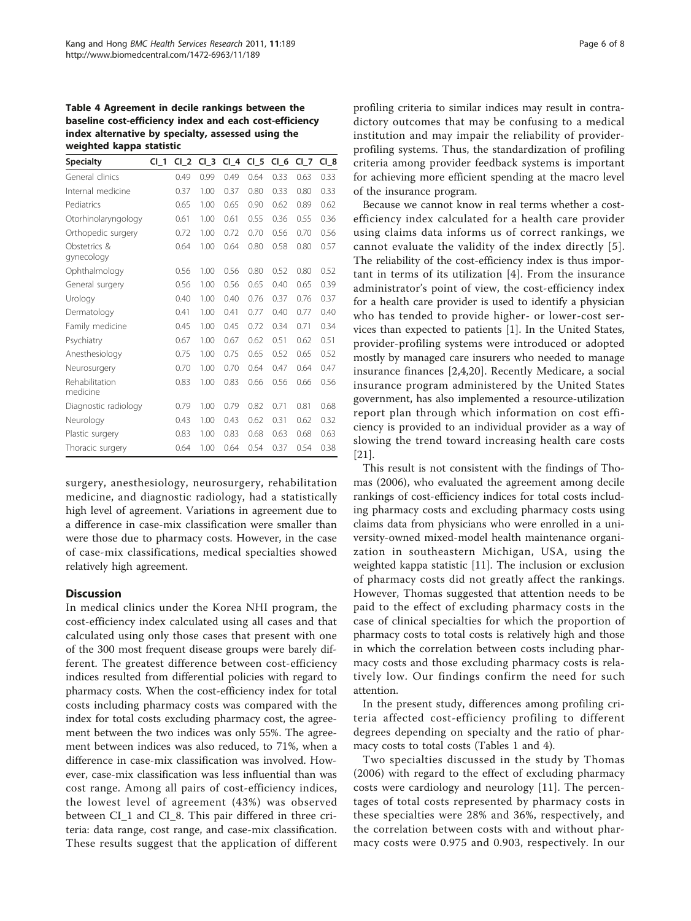**Table 4 Agreement in decile rankings between the baseline cost-efficiency index and each cost-efficiency index alternative by specialty, assessed using the weighted kappa statistic**

| Specialty | CI_1 | CI_2 | CI_3 | CI_4 | CI_5 | CI_6 | CI_7 | CI_8 |
|---|---|---|---|---|---|---|---|---|
| General clinics | | 0.49 | 0.99 | 0.49 | 0.64 | 0.33 | 0.63 | 0.33 |
| Internal medicine | | 0.37 | 1.00 | 0.37 | 0.80 | 0.33 | 0.80 | 0.33 |
| Pediatrics | | 0.65 | 1.00 | 0.65 | 0.90 | 0.62 | 0.89 | 0.62 |
| Otorhinolaryngology | | 0.61 | 1.00 | 0.61 | 0.55 | 0.36 | 0.55 | 0.36 |
| Orthopedic surgery | | 0.72 | 1.00 | 0.72 | 0.70 | 0.56 | 0.70 | 0.56 |
| Obstetrics & gynecology | | 0.64 | 1.00 | 0.64 | 0.80 | 0.58 | 0.80 | 0.57 |
| Ophthalmology | | 0.56 | 1.00 | 0.56 | 0.80 | 0.52 | 0.80 | 0.52 |
| General surgery | | 0.56 | 1.00 | 0.56 | 0.65 | 0.40 | 0.65 | 0.39 |
| Urology | | 0.40 | 1.00 | 0.40 | 0.76 | 0.37 | 0.76 | 0.37 |
| Dermatology | | 0.41 | 1.00 | 0.41 | 0.77 | 0.40 | 0.77 | 0.40 |
| Family medicine | | 0.45 | 1.00 | 0.45 | 0.72 | 0.34 | 0.71 | 0.34 |
| Psychiatry | | 0.67 | 1.00 | 0.67 | 0.62 | 0.51 | 0.62 | 0.51 |
| Anesthesiology | | 0.75 | 1.00 | 0.75 | 0.65 | 0.52 | 0.65 | 0.52 |
| Neurosurgery | | 0.70 | 1.00 | 0.70 | 0.64 | 0.47 | 0.64 | 0.47 |
| Rehabilitation medicine | | 0.83 | 1.00 | 0.83 | 0.66 | 0.56 | 0.66 | 0.56 |
| Diagnostic radiology | | 0.79 | 1.00 | 0.79 | 0.82 | 0.71 | 0.81 | 0.68 |
| Neurology | | 0.43 | 1.00 | 0.43 | 0.62 | 0.31 | 0.62 | 0.32 |
| Plastic surgery | | 0.83 | 1.00 | 0.83 | 0.68 | 0.63 | 0.68 | 0.63 |
| Thoracic surgery | | 0.64 | 1.00 | 0.64 | 0.54 | 0.37 | 0.54 | 0.38 |

surgery, anesthesiology, neurosurgery, rehabilitation medicine, and diagnostic radiology, had a statistically high level of agreement. Variations in agreement due to a difference in case-mix classification were smaller than were those due to pharmacy costs. However, in the case of case-mix classifications, medical specialties showed relatively high agreement.

## Discussion

In medical clinics under the Korea NHI program, the cost-efficiency index calculated using all cases and that calculated using only those cases that present with one of the 300 most frequent disease groups were barely different. The greatest difference between cost-efficiency indices resulted from differential policies with regard to pharmacy costs. When the cost-efficiency index for total costs including pharmacy costs was compared with the index for total costs excluding pharmacy cost, the agreement between the two indices was only 55%. The agreement between indices was also reduced, to 71%, when a difference in case-mix classification was involved. However, case-mix classification was less influential than was cost range. Among all pairs of cost-efficiency indices, the lowest level of agreement (43%) was observed between CI_1 and CI_8. This pair differed in three criteria: data range, cost range, and case-mix classification. These results suggest that the application of different profiling criteria to similar indices may result in contradictory outcomes that may be confusing to a medical institution and may impair the reliability of provider-profiling systems. Thus, the standardization of profiling criteria among provider feedback systems is important for achieving more efficient spending at the macro level of the insurance program.

Because we cannot know in real terms whether a cost-efficiency index calculated for a health care provider using claims data informs us of correct rankings, we cannot evaluate the validity of the index directly [5]. The reliability of the cost-efficiency index is thus important in terms of its utilization [4]. From the insurance administrator's point of view, the cost-efficiency index for a health care provider is used to identify a physician who has tended to provide higher- or lower-cost services than expected to patients [1]. In the United States, provider-profiling systems were introduced or adopted mostly by managed care insurers who needed to manage insurance finances [2,4,20]. Recently Medicare, a social insurance program administered by the United States government, has also implemented a resource-utilization report plan through which information on cost efficiency is provided to an individual provider as a way of slowing the trend toward increasing health care costs [21].

This result is not consistent with the findings of Thomas (2006), who evaluated the agreement among decile rankings of cost-efficiency indices for total costs including pharmacy costs and excluding pharmacy costs using claims data from physicians who were enrolled in a university-owned mixed-model health maintenance organization in southeastern Michigan, USA, using the weighted kappa statistic [11]. The inclusion or exclusion of pharmacy costs did not greatly affect the rankings. However, Thomas suggested that attention needs to be paid to the effect of excluding pharmacy costs in the case of clinical specialties for which the proportion of pharmacy costs to total costs is relatively high and those in which the correlation between costs including pharmacy costs and those excluding pharmacy costs is relatively low. Our findings confirm the need for such attention.

In the present study, differences among profiling criteria affected cost-efficiency profiling to different degrees depending on specialty and the ratio of pharmacy costs to total costs (Tables 1 and 4).

Two specialties discussed in the study by Thomas (2006) with regard to the effect of excluding pharmacy costs were cardiology and neurology [11]. The percentages of total costs represented by pharmacy costs in these specialties were 28% and 36%, respectively, and the correlation between costs with and without pharmacy costs were 0.975 and 0.903, respectively. In our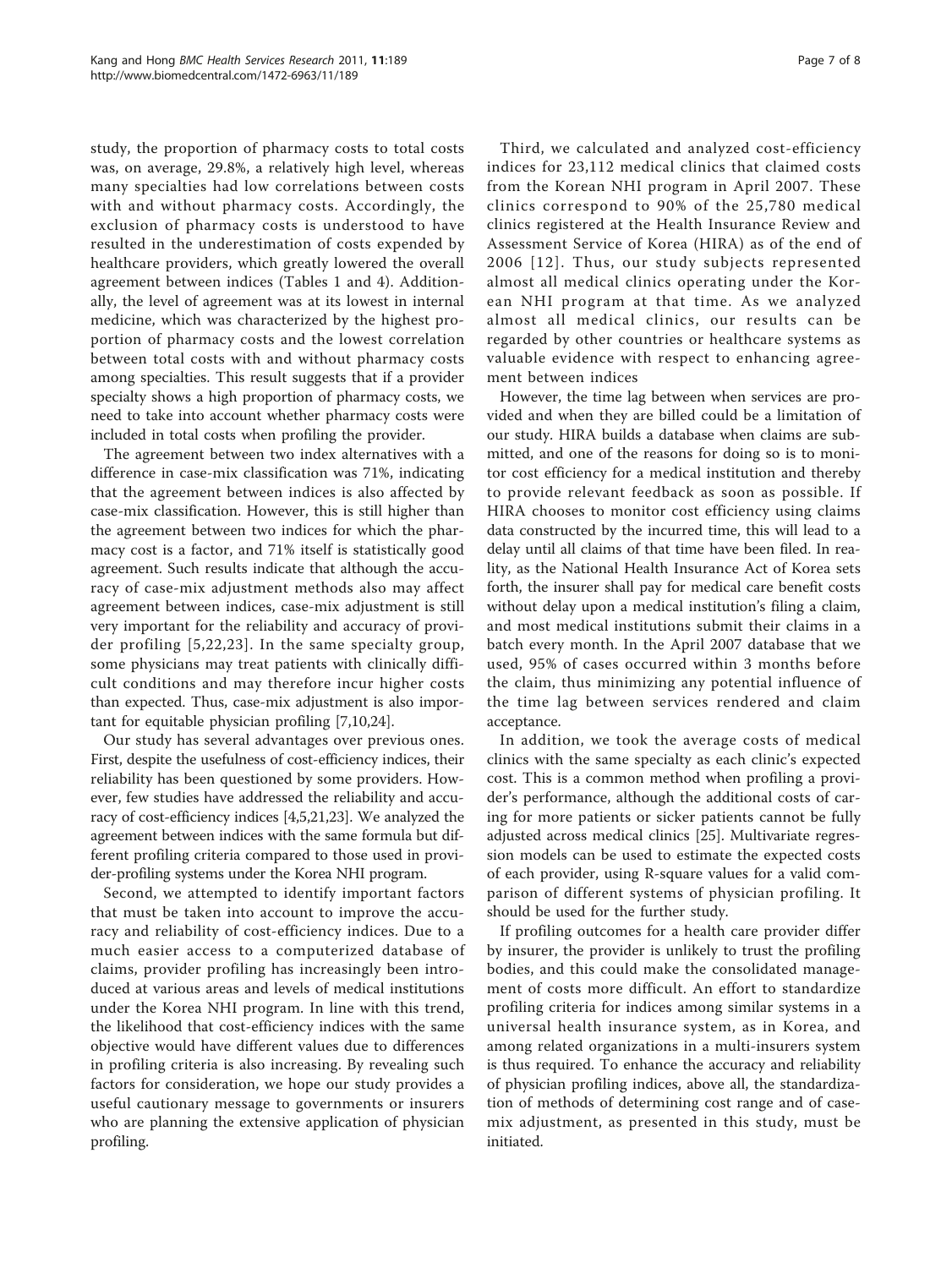study, the proportion of pharmacy costs to total costs was, on average, 29.8%, a relatively high level, whereas many specialties had low correlations between costs with and without pharmacy costs. Accordingly, the exclusion of pharmacy costs is understood to have resulted in the underestimation of costs expended by healthcare providers, which greatly lowered the overall agreement between indices (Tables 1 and 4). Additionally, the level of agreement was at its lowest in internal medicine, which was characterized by the highest proportion of pharmacy costs and the lowest correlation between total costs with and without pharmacy costs among specialties. This result suggests that if a provider specialty shows a high proportion of pharmacy costs, we need to take into account whether pharmacy costs were included in total costs when profiling the provider.

The agreement between two index alternatives with a difference in case-mix classification was 71%, indicating that the agreement between indices is also affected by case-mix classification. However, this is still higher than the agreement between two indices for which the pharmacy cost is a factor, and 71% itself is statistically good agreement. Such results indicate that although the accuracy of case-mix adjustment methods also may affect agreement between indices, case-mix adjustment is still very important for the reliability and accuracy of provider profiling [5,22,23]. In the same specialty group, some physicians may treat patients with clinically difficult conditions and may therefore incur higher costs than expected. Thus, case-mix adjustment is also important for equitable physician profiling [7,10,24].

Our study has several advantages over previous ones. First, despite the usefulness of cost-efficiency indices, their reliability has been questioned by some providers. However, few studies have addressed the reliability and accuracy of cost-efficiency indices [4,5,21,23]. We analyzed the agreement between indices with the same formula but different profiling criteria compared to those used in provider-profiling systems under the Korea NHI program.

Second, we attempted to identify important factors that must be taken into account to improve the accuracy and reliability of cost-efficiency indices. Due to a much easier access to a computerized database of claims, provider profiling has increasingly been introduced at various areas and levels of medical institutions under the Korea NHI program. In line with this trend, the likelihood that cost-efficiency indices with the same objective would have different values due to differences in profiling criteria is also increasing. By revealing such factors for consideration, we hope our study provides a useful cautionary message to governments or insurers who are planning the extensive application of physician profiling.

Third, we calculated and analyzed cost-efficiency indices for 23,112 medical clinics that claimed costs from the Korean NHI program in April 2007. These clinics correspond to 90% of the 25,780 medical clinics registered at the Health Insurance Review and Assessment Service of Korea (HIRA) as of the end of 2006 [12]. Thus, our study subjects represented almost all medical clinics operating under the Korean NHI program at that time. As we analyzed almost all medical clinics, our results can be regarded by other countries or healthcare systems as valuable evidence with respect to enhancing agreement between indices

However, the time lag between when services are provided and when they are billed could be a limitation of our study. HIRA builds a database when claims are submitted, and one of the reasons for doing so is to monitor cost efficiency for a medical institution and thereby to provide relevant feedback as soon as possible. If HIRA chooses to monitor cost efficiency using claims data constructed by the incurred time, this will lead to a delay until all claims of that time have been filed. In reality, as the National Health Insurance Act of Korea sets forth, the insurer shall pay for medical care benefit costs without delay upon a medical institution's filing a claim, and most medical institutions submit their claims in a batch every month. In the April 2007 database that we used, 95% of cases occurred within 3 months before the claim, thus minimizing any potential influence of the time lag between services rendered and claim acceptance.

In addition, we took the average costs of medical clinics with the same specialty as each clinic's expected cost. This is a common method when profiling a provider's performance, although the additional costs of caring for more patients or sicker patients cannot be fully adjusted across medical clinics [25]. Multivariate regression models can be used to estimate the expected costs of each provider, using R-square values for a valid comparison of different systems of physician profiling. It should be used for the further study.

If profiling outcomes for a health care provider differ by insurer, the provider is unlikely to trust the profiling bodies, and this could make the consolidated management of costs more difficult. An effort to standardize profiling criteria for indices among similar systems in a universal health insurance system, as in Korea, and among related organizations in a multi-insurers system is thus required. To enhance the accuracy and reliability of physician profiling indices, above all, the standardization of methods of determining cost range and of case-mix adjustment, as presented in this study, must be initiated.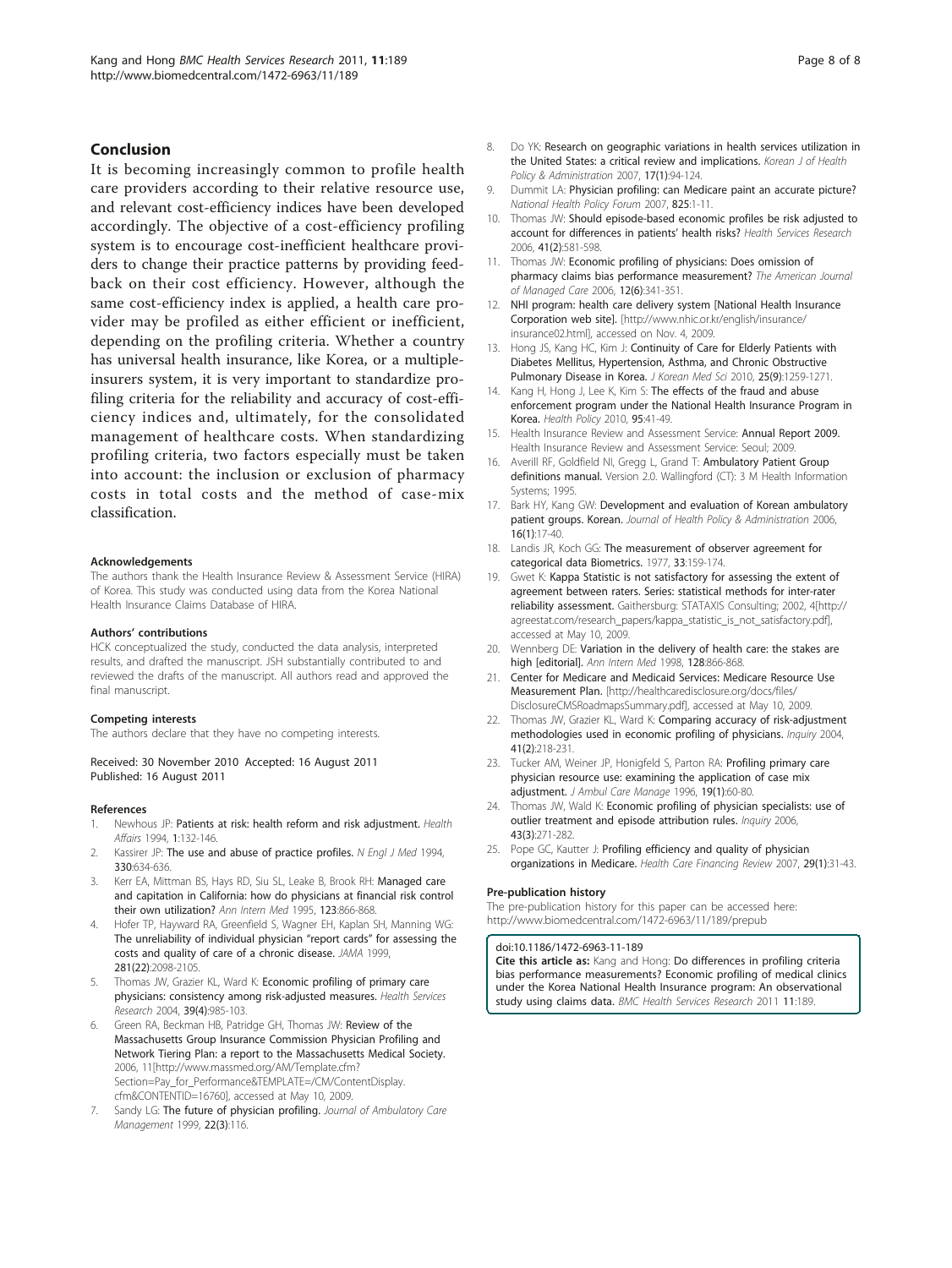## Conclusion

It is becoming increasingly common to profile health care providers according to their relative resource use, and relevant cost-efficiency indices have been developed accordingly. The objective of a cost-efficiency profiling system is to encourage cost-inefficient healthcare providers to change their practice patterns by providing feedback on their cost efficiency. However, although the same cost-efficiency index is applied, a health care provider may be profiled as either efficient or inefficient, depending on the profiling criteria. Whether a country has universal health insurance, like Korea, or a multiple-insurers system, it is very important to standardize profiling criteria for the reliability and accuracy of cost-efficiency indices and, ultimately, for the consolidated management of healthcare costs. When standardizing profiling criteria, two factors especially must be taken into account: the inclusion or exclusion of pharmacy costs in total costs and the method of case-mix classification.

#### Acknowledgements

The authors thank the Health Insurance Review & Assessment Service (HIRA) of Korea. This study was conducted using data from the Korea National Health Insurance Claims Database of HIRA.

#### Authors' contributions

HCK conceptualized the study, conducted the data analysis, interpreted results, and drafted the manuscript. JSH substantially contributed to and reviewed the drafts of the manuscript. All authors read and approved the final manuscript.

#### Competing interests

The authors declare that they have no competing interests.

Received: 30 November 2010 Accepted: 16 August 2011
Published: 16 August 2011

#### References

1. Newhous JP: **Patients at risk: health reform and risk adjustment.** *Health Affairs* 1994, **1**:132-146.
2. Kassirer JP: **The use and abuse of practice profiles.** *N Engl J Med* 1994, **330**:634-636.
3. Kerr EA, Mittman BS, Hays RD, Siu SL, Leake B, Brook RH: **Managed care and capitation in California: how do physicians at financial risk control their own utilization?** *Ann Intern Med* 1995, **123**:866-868.
4. Hofer TP, Hayward RA, Greenfield S, Wagner EH, Kaplan SH, Manning WG: **The unreliability of individual physician "report cards" for assessing the costs and quality of care of a chronic disease.** *JAMA* 1999, **281(22)**:2098-2105.
5. Thomas JW, Grazier KL, Ward K: **Economic profiling of primary care physicians: consistency among risk-adjusted measures.** *Health Services Research* 2004, **39(4)**:985-103.
6. Green RA, Beckman HB, Patridge GH, Thomas JW: **Review of the Massachusetts Group Insurance Commission Physician Profiling and Network Tiering Plan: a report to the Massachusetts Medical Society.** 2006, 11[http://www.massmed.org/AM/Template.cfm?Section=Pay_for_Performance&TEMPLATE=/CM/ContentDisplay.cfm&CONTENTID=16760], accessed at May 10, 2009.
7. Sandy LG: **The future of physician profiling.** *Journal of Ambulatory Care Management* 1999, **22(3)**:116.
8. Do YK: **Research on geographic variations in health services utilization in the United States: a critical review and implications.** *Korean J of Health Policy & Administration* 2007, **17(1)**:94-124.
9. Dummit LA: **Physician profiling: can Medicare paint an accurate picture?** *National Health Policy Forum* 2007, **825**:1-11.
10. Thomas JW: **Should episode-based economic profiles be risk adjusted to account for differences in patients' health risks?** *Health Services Research* 2006, **41(2)**:581-598.
11. Thomas JW: **Economic profiling of physicians: Does omission of pharmacy claims bias performance measurement?** *The American Journal of Managed Care* 2006, **12(6)**:341-351.
12. **NHI program: health care delivery system [National Health Insurance Corporation web site].** [http://www.nhic.or.kr/english/insurance/insurance02.html], accessed on Nov. 4, 2009.
13. Hong JS, Kang HC, Kim J: **Continuity of Care for Elderly Patients with Diabetes Mellitus, Hypertension, Asthma, and Chronic Obstructive Pulmonary Disease in Korea.** *J Korean Med Sci* 2010, **25(9)**:1259-1271.
14. Kang H, Hong J, Lee K, Kim S: **The effects of the fraud and abuse enforcement program under the National Health Insurance Program in Korea.** *Health Policy* 2010, **95**:41-49.
15. Health Insurance Review and Assessment Service: **Annual Report 2009.** Health Insurance Review and Assessment Service: Seoul; 2009.
16. Averill RF, Goldfield NI, Gregg L, Grand T: **Ambulatory Patient Group definitions manual.** Version 2.0. Wallingford (CT): 3 M Health Information Systems; 1995.
17. Bark HY, Kang GW: **Development and evaluation of Korean ambulatory patient groups. Korean.** *Journal of Health Policy & Administration* 2006, **16(1)**:17-40.
18. Landis JR, Koch GG: **The measurement of observer agreement for categorical data Biometrics.** 1977, **33**:159-174.
19. Gwet K: **Kappa Statistic is not satisfactory for assessing the extent of agreement between raters. Series: statistical methods for inter-rater reliability assessment.** Gaithersburg: STATAXIS Consulting; 2002, 4[http://agreestat.com/research_papers/kappa_statistic_is_not_satisfactory.pdf], accessed at May 10, 2009.
20. Wennberg DE: **Variation in the delivery of health care: the stakes are high [editorial].** *Ann Intern Med* 1998, **128**:866-868.
21. Center for Medicare and Medicaid Services: **Medicare Resource Use Measurement Plan.** [http://healthcaredisclosure.org/docs/files/DisclosureCMSRoadmapsSummary.pdf], accessed at May 10, 2009.
22. Thomas JW, Grazier KL, Ward K: **Comparing accuracy of risk-adjustment methodologies used in economic profiling of physicians.** *Inquiry* 2004, **41(2)**:218-231.
23. Tucker AM, Weiner JP, Honigfeld S, Parton RA: **Profiling primary care physician resource use: examining the application of case mix adjustment.** *J Ambul Care Manage* 1996, **19(1)**:60-80.
24. Thomas JW, Wald K: **Economic profiling of physician specialists: use of outlier treatment and episode attribution rules.** *Inquiry* 2006, **43(3)**:271-282.
25. Pope GC, Kautter J: **Profiling efficiency and quality of physician organizations in Medicare.** *Health Care Financing Review* 2007, **29(1)**:31-43.

#### Pre-publication history

The pre-publication history for this paper can be accessed here:
http://www.biomedcentral.com/1472-6963/11/189/prepub

doi:10.1186/1472-6963-11-189
**Cite this article as:** Kang and Hong: Do differences in profiling criteria bias performance measurements? Economic profiling of medical clinics under the Korea National Health Insurance program: An observational study using claims data. *BMC Health Services Research* 2011 **11**:189.